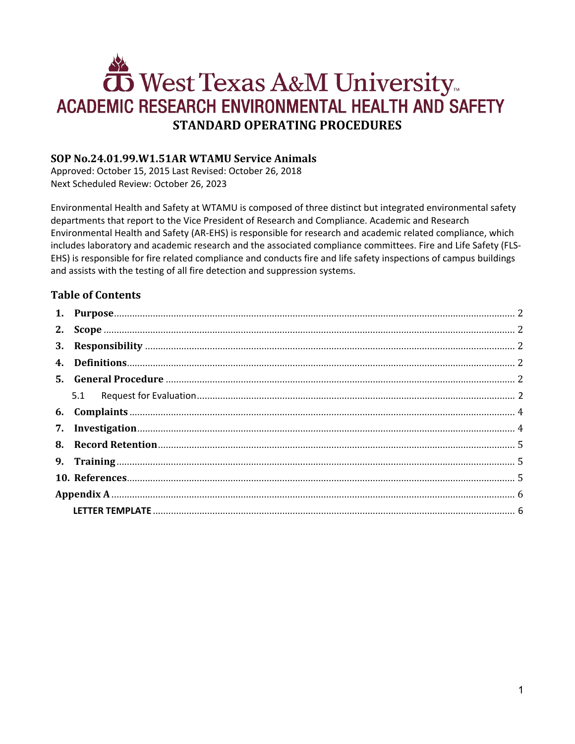# West Texas A&M University

## ACADEMIC RESEARCH ENVIRONMENTAL HEALTH AND SAFETY

## STANDARD OPERATING PROCEDURES

### SOP No.24.01.99.W1.51AR WTAMU Service Animals

Approved: October 15, 2015 Last Revised: October 26, 2018
Next Scheduled Review: October 26, 2023

Environmental Health and Safety at WTAMU is composed of three distinct but integrated environmental safety departments that report to the Vice President of Research and Compliance. Academic and Research Environmental Health and Safety (AR-EHS) is responsible for research and academic related compliance, which includes laboratory and academic research and the associated compliance committees. Fire and Life Safety (FLS-EHS) is responsible for fire related compliance and conducts fire and life safety inspections of campus buildings and assists with the testing of all fire detection and suppression systems.

### Table of Contents

1. **Purpose** ........ 2
2. **Scope** ........ 2
3. **Responsibility** ........ 2
4. **Definitions** ........ 2
5. **General Procedure** ........ 2
   - 5.1 Request for Evaluation ........ 2
6. **Complaints** ........ 4
7. **Investigation** ........ 4
8. **Record Retention** ........ 5
9. **Training** ........ 5
10. **References** ........ 5

**Appendix A** ........ 6

- **LETTER TEMPLATE** ........ 6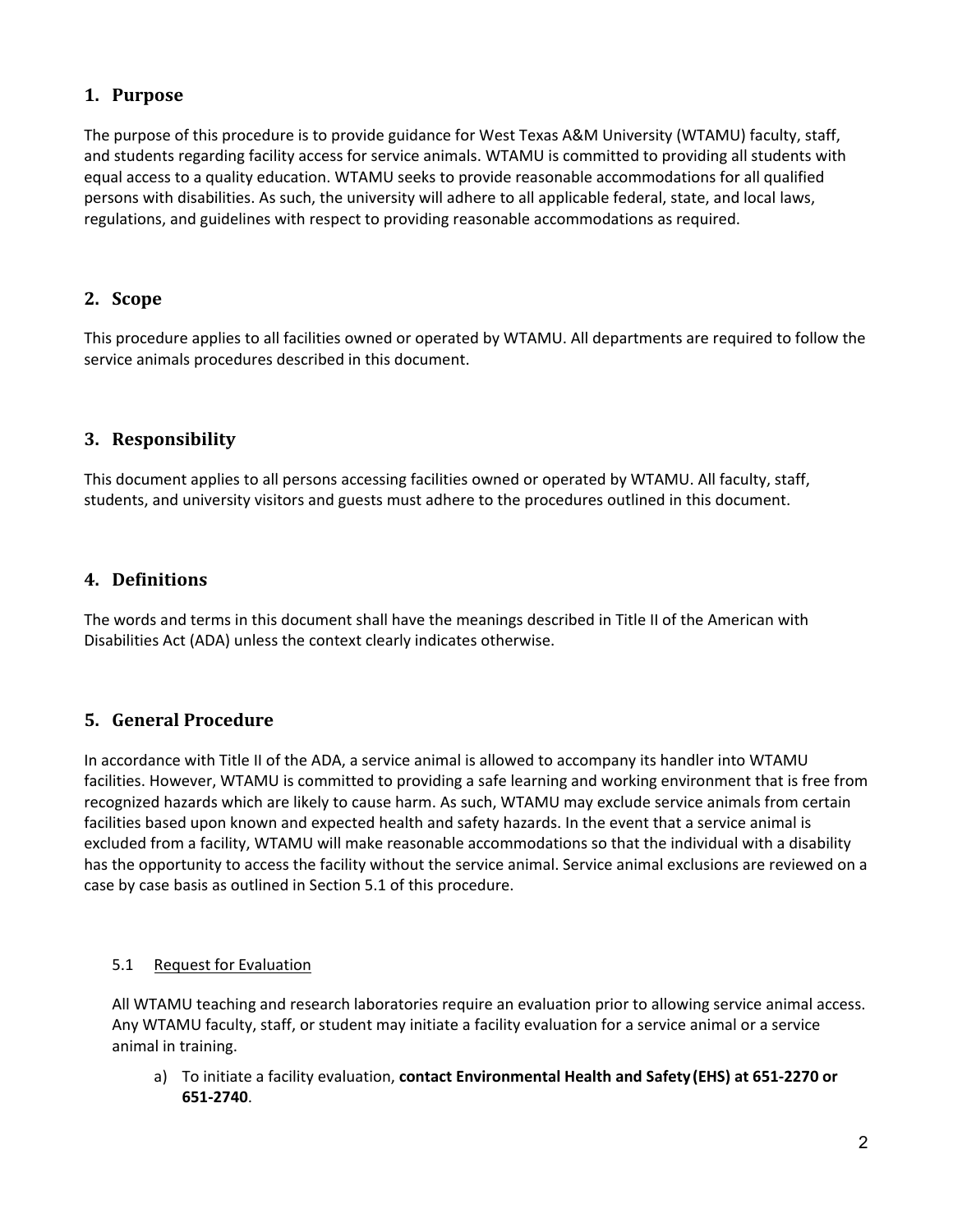## 1. Purpose

The purpose of this procedure is to provide guidance for West Texas A&M University (WTAMU) faculty, staff, and students regarding facility access for service animals. WTAMU is committed to providing all students with equal access to a quality education. WTAMU seeks to provide reasonable accommodations for all qualified persons with disabilities. As such, the university will adhere to all applicable federal, state, and local laws, regulations, and guidelines with respect to providing reasonable accommodations as required.

## 2. Scope

This procedure applies to all facilities owned or operated by WTAMU. All departments are required to follow the service animals procedures described in this document.

## 3. Responsibility

This document applies to all persons accessing facilities owned or operated by WTAMU. All faculty, staff, students, and university visitors and guests must adhere to the procedures outlined in this document.

## 4. Definitions

The words and terms in this document shall have the meanings described in Title II of the American with Disabilities Act (ADA) unless the context clearly indicates otherwise.

## 5. General Procedure

In accordance with Title II of the ADA, a service animal is allowed to accompany its handler into WTAMU facilities. However, WTAMU is committed to providing a safe learning and working environment that is free from recognized hazards which are likely to cause harm. As such, WTAMU may exclude service animals from certain facilities based upon known and expected health and safety hazards. In the event that a service animal is excluded from a facility, WTAMU will make reasonable accommodations so that the individual with a disability has the opportunity to access the facility without the service animal. Service animal exclusions are reviewed on a case by case basis as outlined in Section 5.1 of this procedure.

### 5.1 Request for Evaluation

All WTAMU teaching and research laboratories require an evaluation prior to allowing service animal access. Any WTAMU faculty, staff, or student may initiate a facility evaluation for a service animal or a service animal in training.

a) To initiate a facility evaluation, **contact Environmental Health and Safety (EHS) at 651-2270 or 651-2740**.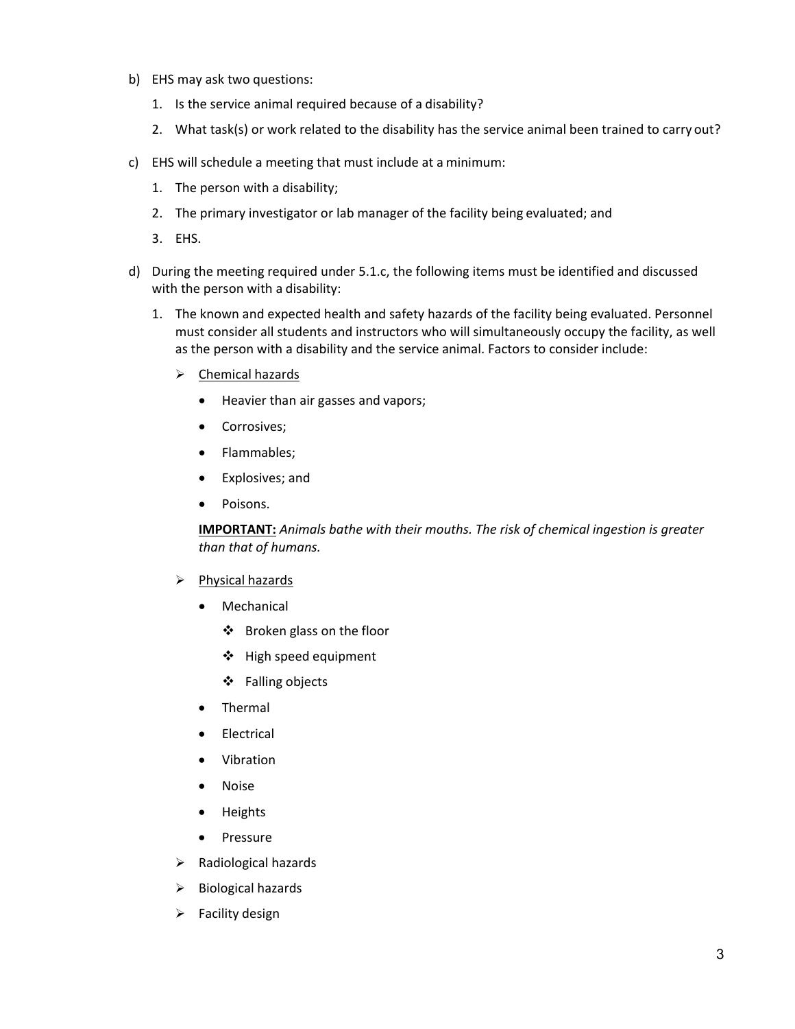b) EHS may ask two questions:

   1. Is the service animal required because of a disability?
   2. What task(s) or work related to the disability has the service animal been trained to carry out?

c) EHS will schedule a meeting that must include at a minimum:

   1. The person with a disability;
   2. The primary investigator or lab manager of the facility being evaluated; and
   3. EHS.

d) During the meeting required under 5.1.c, the following items must be identified and discussed with the person with a disability:

   1. The known and expected health and safety hazards of the facility being evaluated. Personnel must consider all students and instructors who will simultaneously occupy the facility, as well as the person with a disability and the service animal. Factors to consider include:

      - <u>Chemical hazards</u>
        - Heavier than air gasses and vapors;
        - Corrosives;
        - Flammables;
        - Explosives; and
        - Poisons.

        **<u>IMPORTANT:</u>** *Animals bathe with their mouths. The risk of chemical ingestion is greater than that of humans.*

      - <u>Physical hazards</u>
        - Mechanical
          - Broken glass on the floor
          - High speed equipment
          - Falling objects
        - Thermal
        - Electrical
        - Vibration
        - Noise
        - Heights
        - Pressure
      - Radiological hazards
      - Biological hazards
      - Facility design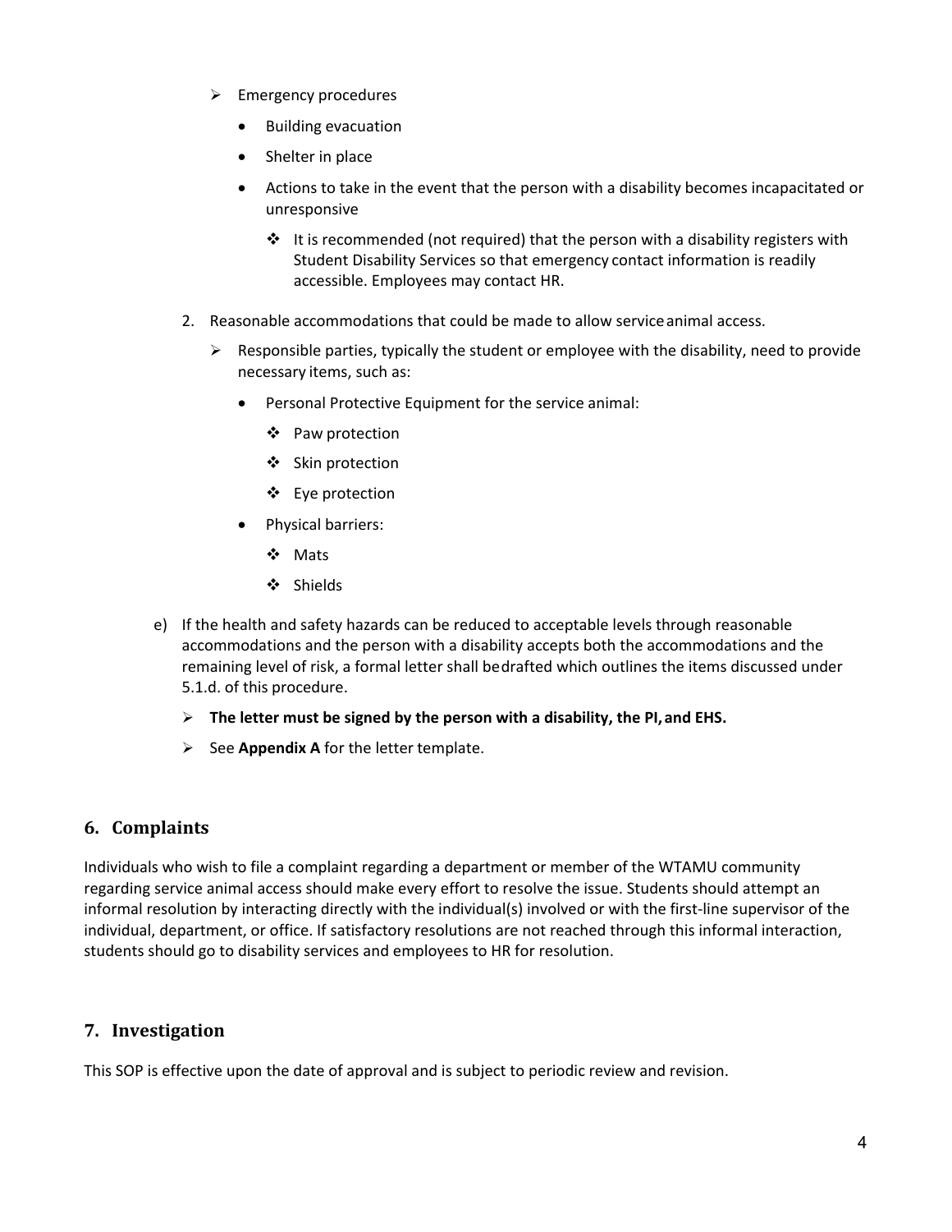- Emergency procedures
  - Building evacuation
  - Shelter in place
  - Actions to take in the event that the person with a disability becomes incapacitated or unresponsive
    - It is recommended (not required) that the person with a disability registers with Student Disability Services so that emergency contact information is readily accessible. Employees may contact HR.

2. Reasonable accommodations that could be made to allow service animal access.
   - Responsible parties, typically the student or employee with the disability, need to provide necessary items, such as:
     - Personal Protective Equipment for the service animal:
       - Paw protection
       - Skin protection
       - Eye protection
     - Physical barriers:
       - Mats
       - Shields

e) If the health and safety hazards can be reduced to acceptable levels through reasonable accommodations and the person with a disability accepts both the accommodations and the remaining level of risk, a formal letter shall be drafted which outlines the items discussed under 5.1.d. of this procedure.

- **The letter must be signed by the person with a disability, the PI, and EHS.**
- See **Appendix A** for the letter template.

## 6. Complaints

Individuals who wish to file a complaint regarding a department or member of the WTAMU community regarding service animal access should make every effort to resolve the issue. Students should attempt an informal resolution by interacting directly with the individual(s) involved or with the first-line supervisor of the individual, department, or office. If satisfactory resolutions are not reached through this informal interaction, students should go to disability services and employees to HR for resolution.

## 7. Investigation

This SOP is effective upon the date of approval and is subject to periodic review and revision.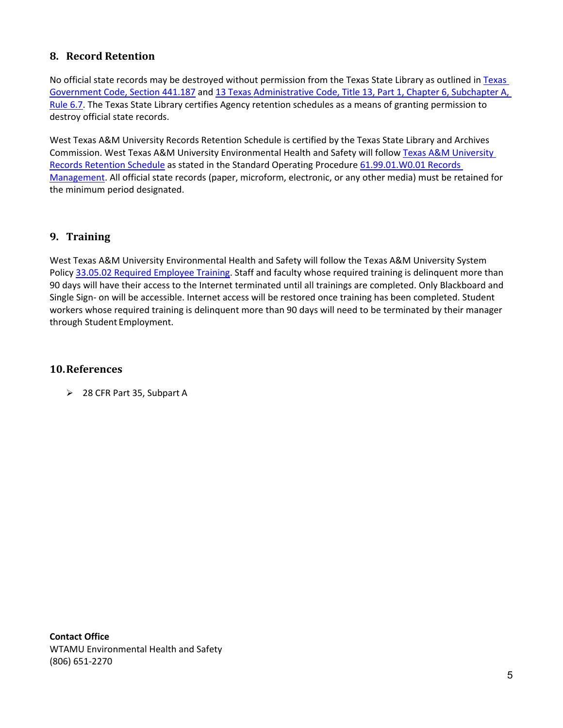## 8. Record Retention

No official state records may be destroyed without permission from the Texas State Library as outlined in Texas Government Code, Section 441.187 and 13 Texas Administrative Code, Title 13, Part 1, Chapter 6, Subchapter A, Rule 6.7. The Texas State Library certifies Agency retention schedules as a means of granting permission to destroy official state records.

West Texas A&M University Records Retention Schedule is certified by the Texas State Library and Archives Commission. West Texas A&M University Environmental Health and Safety will follow Texas A&M University Records Retention Schedule as stated in the Standard Operating Procedure 61.99.01.W0.01 Records Management. All official state records (paper, microform, electronic, or any other media) must be retained for the minimum period designated.

## 9. Training

West Texas A&M University Environmental Health and Safety will follow the Texas A&M University System Policy 33.05.02 Required Employee Training. Staff and faculty whose required training is delinquent more than 90 days will have their access to the Internet terminated until all trainings are completed. Only Blackboard and Single Sign- on will be accessible. Internet access will be restored once training has been completed. Student workers whose required training is delinquent more than 90 days will need to be terminated by their manager through Student Employment.

## 10. References

- 28 CFR Part 35, Subpart A

**Contact Office**
WTAMU Environmental Health and Safety
(806) 651-2270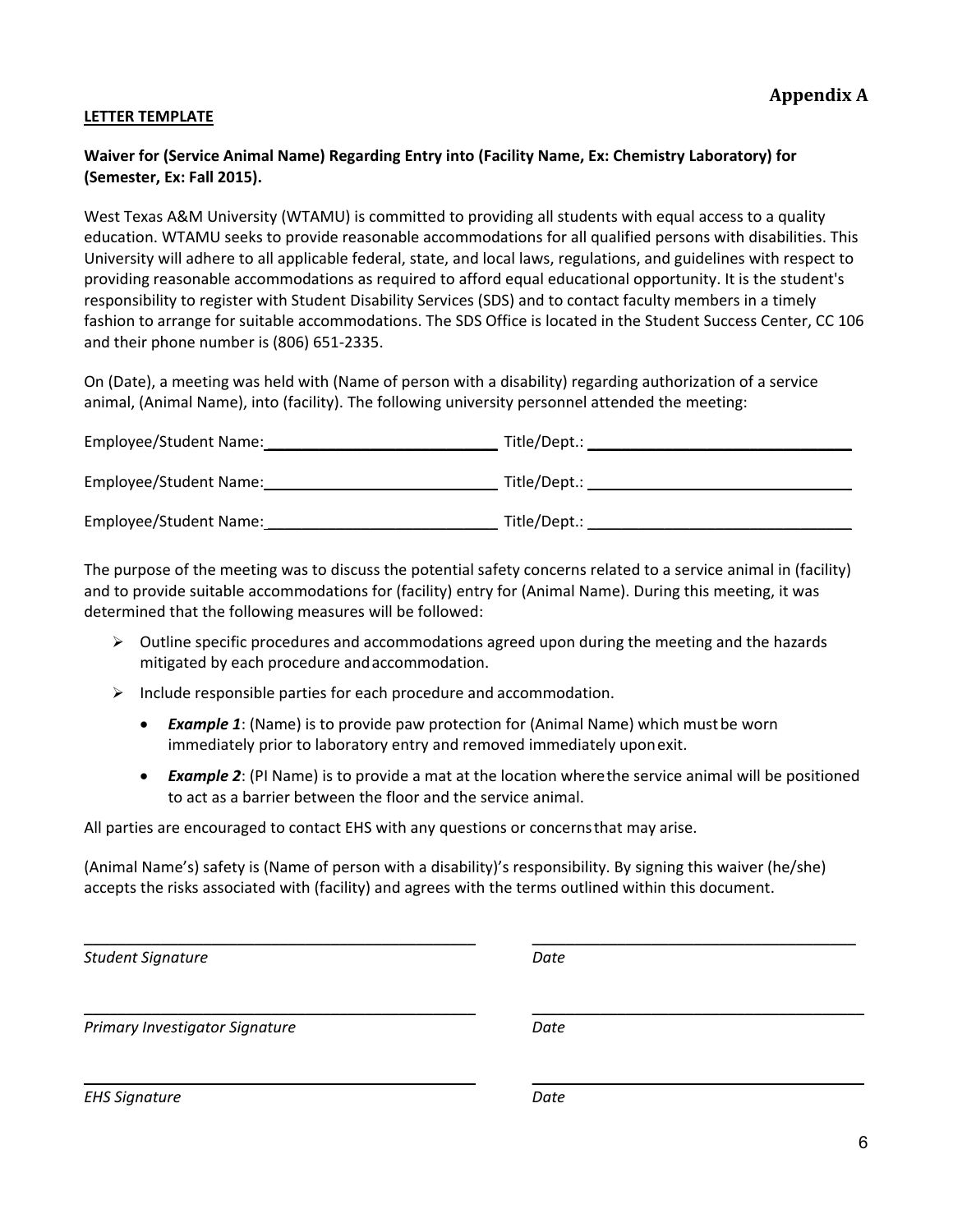**Appendix A**

**LETTER TEMPLATE**

**Waiver for (Service Animal Name) Regarding Entry into (Facility Name, Ex: Chemistry Laboratory) for (Semester, Ex: Fall 2015).**

West Texas A&M University (WTAMU) is committed to providing all students with equal access to a quality education. WTAMU seeks to provide reasonable accommodations for all qualified persons with disabilities. This University will adhere to all applicable federal, state, and local laws, regulations, and guidelines with respect to providing reasonable accommodations as required to afford equal educational opportunity. It is the student's responsibility to register with Student Disability Services (SDS) and to contact faculty members in a timely fashion to arrange for suitable accommodations. The SDS Office is located in the Student Success Center, CC 106 and their phone number is (806) 651-2335.

On (Date), a meeting was held with (Name of person with a disability) regarding authorization of a service animal, (Animal Name), into (facility). The following university personnel attended the meeting:

Employee/Student Name: ____________________________ Title/Dept.: ________________________________

Employee/Student Name: ____________________________ Title/Dept.: ________________________________

Employee/Student Name: ____________________________ Title/Dept.: ________________________________

The purpose of the meeting was to discuss the potential safety concerns related to a service animal in (facility) and to provide suitable accommodations for (facility) entry for (Animal Name). During this meeting, it was determined that the following measures will be followed:

- Outline specific procedures and accommodations agreed upon during the meeting and the hazards mitigated by each procedure and accommodation.
- Include responsible parties for each procedure and accommodation.
  - ***Example 1***: (Name) is to provide paw protection for (Animal Name) which must be worn immediately prior to laboratory entry and removed immediately upon exit.
  - ***Example 2***: (PI Name) is to provide a mat at the location where the service animal will be positioned to act as a barrier between the floor and the service animal.

All parties are encouraged to contact EHS with any questions or concerns that may arise.

(Animal Name's) safety is (Name of person with a disability)'s responsibility. By signing this waiver (he/she) accepts the risks associated with (facility) and agrees with the terms outlined within this document.

_______________________________________________ _______________________________________

*Student Signature* *Date*

_______________________________________________ _______________________________________

*Primary Investigator Signature* *Date*

_______________________________________________ _______________________________________

*EHS Signature* *Date*